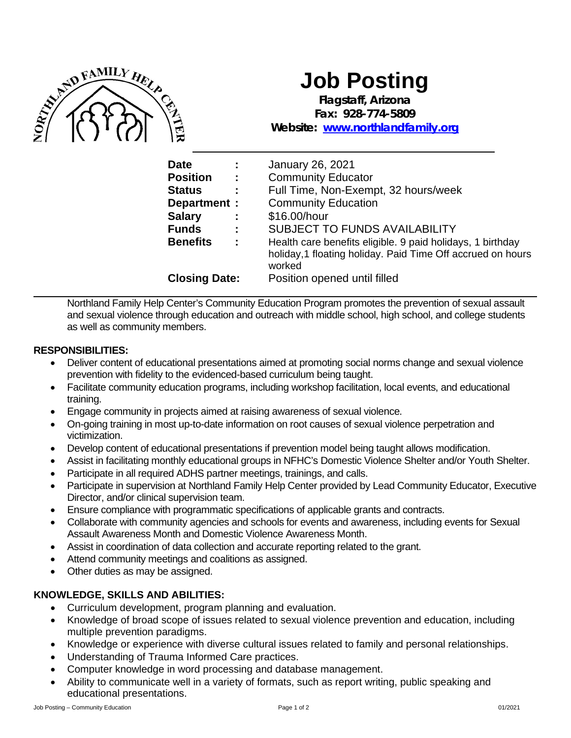# Job Posting

**Flagstaff, Arizona**
**Fax: 928-774-5809**
**Website: [www.northlandfamily.org](http://www.northlandfamily.org)**

| | | |
|---|---|---|
| **Date** | **:** | January 26, 2021 |
| **Position** | **:** | Community Educator |
| **Status** | **:** | Full Time, Non-Exempt, 32 hours/week |
| **Department** | **:** | Community Education |
| **Salary** | **:** | \$16.00/hour |
| **Funds** | **:** | SUBJECT TO FUNDS AVAILABILITY |
| **Benefits** | **:** | Health care benefits eligible. 9 paid holidays, 1 birthday holiday,1 floating holiday. Paid Time Off accrued on hours worked |
| **Closing Date:** | | Position opened until filled |

Northland Family Help Center's Community Education Program promotes the prevention of sexual assault and sexual violence through education and outreach with middle school, high school, and college students as well as community members.

**RESPONSIBILITIES:**

- Deliver content of educational presentations aimed at promoting social norms change and sexual violence prevention with fidelity to the evidenced-based curriculum being taught.
- Facilitate community education programs, including workshop facilitation, local events, and educational training.
- Engage community in projects aimed at raising awareness of sexual violence.
- On-going training in most up-to-date information on root causes of sexual violence perpetration and victimization.
- Develop content of educational presentations if prevention model being taught allows modification.
- Assist in facilitating monthly educational groups in NFHC's Domestic Violence Shelter and/or Youth Shelter.
- Participate in all required ADHS partner meetings, trainings, and calls.
- Participate in supervision at Northland Family Help Center provided by Lead Community Educator, Executive Director, and/or clinical supervision team.
- Ensure compliance with programmatic specifications of applicable grants and contracts.
- Collaborate with community agencies and schools for events and awareness, including events for Sexual Assault Awareness Month and Domestic Violence Awareness Month.
- Assist in coordination of data collection and accurate reporting related to the grant.
- Attend community meetings and coalitions as assigned.
- Other duties as may be assigned.

**KNOWLEDGE, SKILLS AND ABILITIES:**

- Curriculum development, program planning and evaluation.
- Knowledge of broad scope of issues related to sexual violence prevention and education, including multiple prevention paradigms.
- Knowledge or experience with diverse cultural issues related to family and personal relationships.
- Understanding of Trauma Informed Care practices.
- Computer knowledge in word processing and database management.
- Ability to communicate well in a variety of formats, such as report writing, public speaking and educational presentations.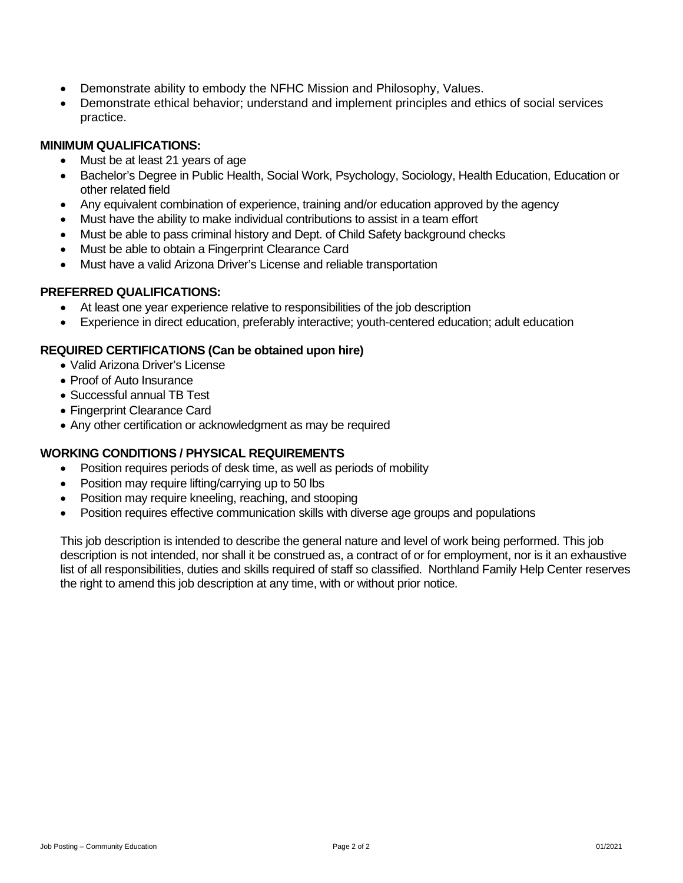- Demonstrate ability to embody the NFHC Mission and Philosophy, Values.
- Demonstrate ethical behavior; understand and implement principles and ethics of social services practice.

**MINIMUM QUALIFICATIONS:**

- Must be at least 21 years of age
- Bachelor's Degree in Public Health, Social Work, Psychology, Sociology, Health Education, Education or other related field
- Any equivalent combination of experience, training and/or education approved by the agency
- Must have the ability to make individual contributions to assist in a team effort
- Must be able to pass criminal history and Dept. of Child Safety background checks
- Must be able to obtain a Fingerprint Clearance Card
- Must have a valid Arizona Driver's License and reliable transportation

**PREFERRED QUALIFICATIONS:**

- At least one year experience relative to responsibilities of the job description
- Experience in direct education, preferably interactive; youth-centered education; adult education

**REQUIRED CERTIFICATIONS (Can be obtained upon hire)**

- Valid Arizona Driver's License
- Proof of Auto Insurance
- Successful annual TB Test
- Fingerprint Clearance Card
- Any other certification or acknowledgment as may be required

**WORKING CONDITIONS / PHYSICAL REQUIREMENTS**

- Position requires periods of desk time, as well as periods of mobility
- Position may require lifting/carrying up to 50 lbs
- Position may require kneeling, reaching, and stooping
- Position requires effective communication skills with diverse age groups and populations

This job description is intended to describe the general nature and level of work being performed. This job description is not intended, nor shall it be construed as, a contract of or for employment, nor is it an exhaustive list of all responsibilities, duties and skills required of staff so classified. Northland Family Help Center reserves the right to amend this job description at any time, with or without prior notice.